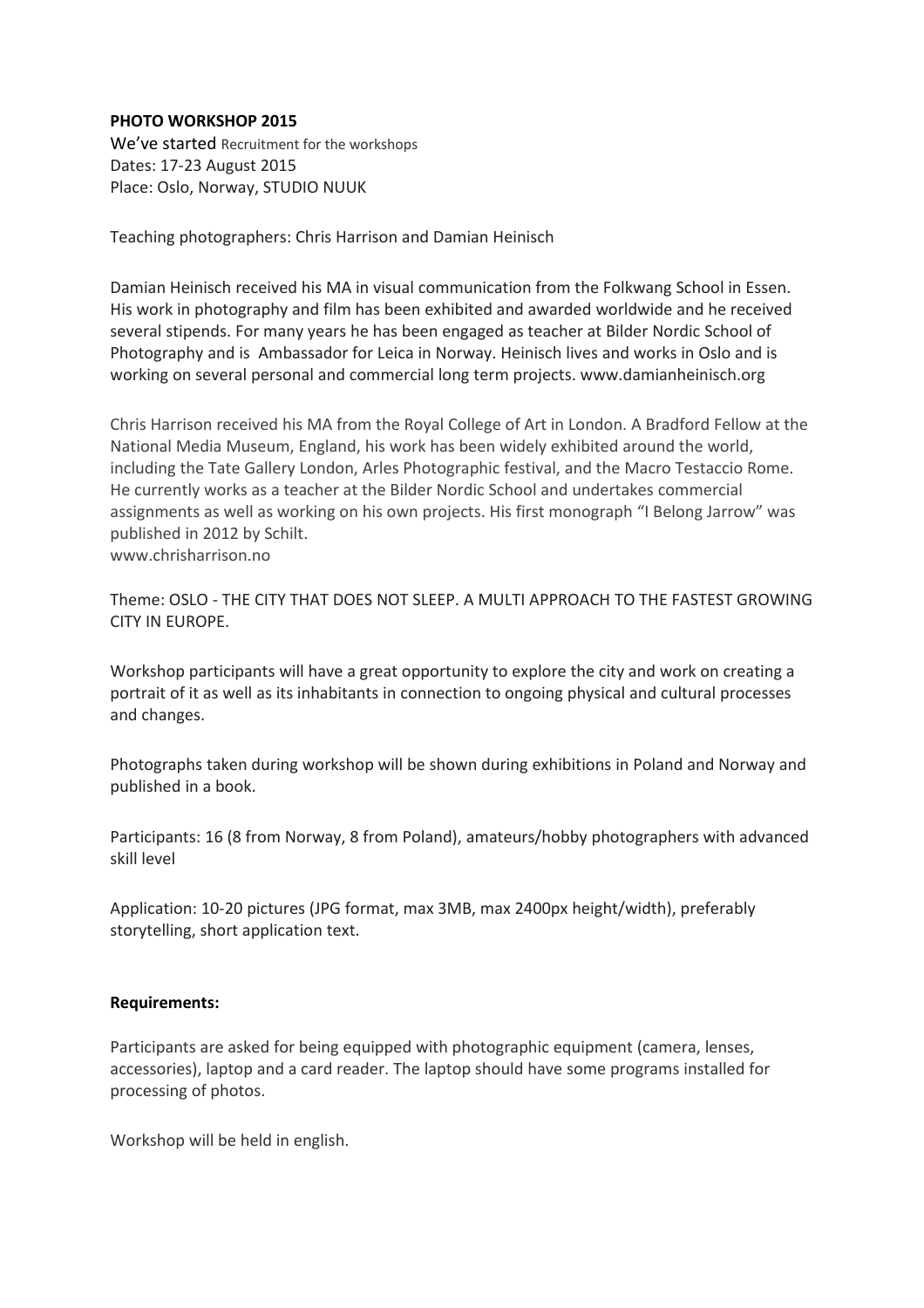**PHOTO WORKSHOP 2015**

We've started Recruitment for the workshops
Dates: 17-23 August 2015
Place: Oslo, Norway, STUDIO NUUK

Teaching photographers: Chris Harrison and Damian Heinisch

Damian Heinisch received his MA in visual communication from the Folkwang School in Essen. His work in photography and film has been exhibited and awarded worldwide and he received several stipends. For many years he has been engaged as teacher at Bilder Nordic School of Photography and is Ambassador for Leica in Norway. Heinisch lives and works in Oslo and is working on several personal and commercial long term projects. www.damianheinisch.org

Chris Harrison received his MA from the Royal College of Art in London. A Bradford Fellow at the National Media Museum, England, his work has been widely exhibited around the world, including the Tate Gallery London, Arles Photographic festival, and the Macro Testaccio Rome. He currently works as a teacher at the Bilder Nordic School and undertakes commercial assignments as well as working on his own projects. His first monograph "I Belong Jarrow" was published in 2012 by Schilt.
www.chrisharrison.no

Theme: OSLO - THE CITY THAT DOES NOT SLEEP. A MULTI APPROACH TO THE FASTEST GROWING CITY IN EUROPE.

Workshop participants will have a great opportunity to explore the city and work on creating a portrait of it as well as its inhabitants in connection to ongoing physical and cultural processes and changes.

Photographs taken during workshop will be shown during exhibitions in Poland and Norway and published in a book.

Participants: 16 (8 from Norway, 8 from Poland), amateurs/hobby photographers with advanced skill level

Application: 10-20 pictures (JPG format, max 3MB, max 2400px height/width), preferably storytelling, short application text.

**Requirements:**

Participants are asked for being equipped with photographic equipment (camera, lenses, accessories), laptop and a card reader. The laptop should have some programs installed for processing of photos.

Workshop will be held in english.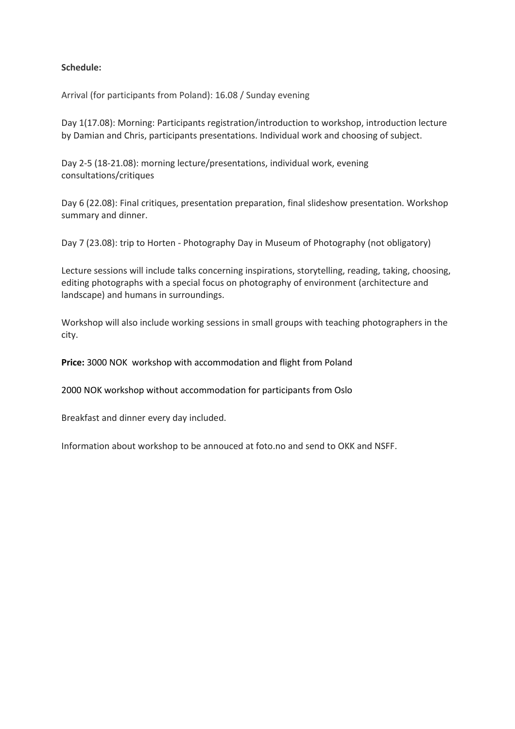**Schedule:**

Arrival (for participants from Poland): 16.08 / Sunday evening

Day 1(17.08): Morning: Participants registration/introduction to workshop, introduction lecture by Damian and Chris, participants presentations. Individual work and choosing of subject.

Day 2-5 (18-21.08): morning lecture/presentations, individual work, evening consultations/critiques

Day 6 (22.08): Final critiques, presentation preparation, final slideshow presentation. Workshop summary and dinner.

Day 7 (23.08): trip to Horten - Photography Day in Museum of Photography (not obligatory)

Lecture sessions will include talks concerning inspirations, storytelling, reading, taking, choosing, editing photographs with a special focus on photography of environment (architecture and landscape) and humans in surroundings.

Workshop will also include working sessions in small groups with teaching photographers in the city.

**Price:** 3000 NOK workshop with accommodation and flight from Poland

2000 NOK workshop without accommodation for participants from Oslo

Breakfast and dinner every day included.

Information about workshop to be annouced at foto.no and send to OKK and NSFF.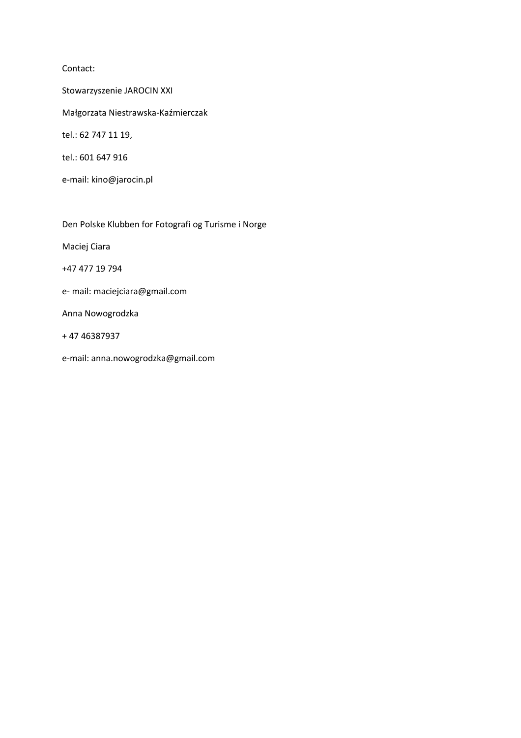Contact:

Stowarzyszenie JAROCIN XXI

Małgorzata Niestrawska-Kaźmierczak

tel.: 62 747 11 19,

tel.: 601 647 916

e-mail: kino@jarocin.pl

Den Polske Klubben for Fotografi og Turisme i Norge

Maciej Ciara

+47 477 19 794

e- mail: maciejciara@gmail.com

Anna Nowogrodzka

+ 47 46387937

e-mail: anna.nowogrodzka@gmail.com